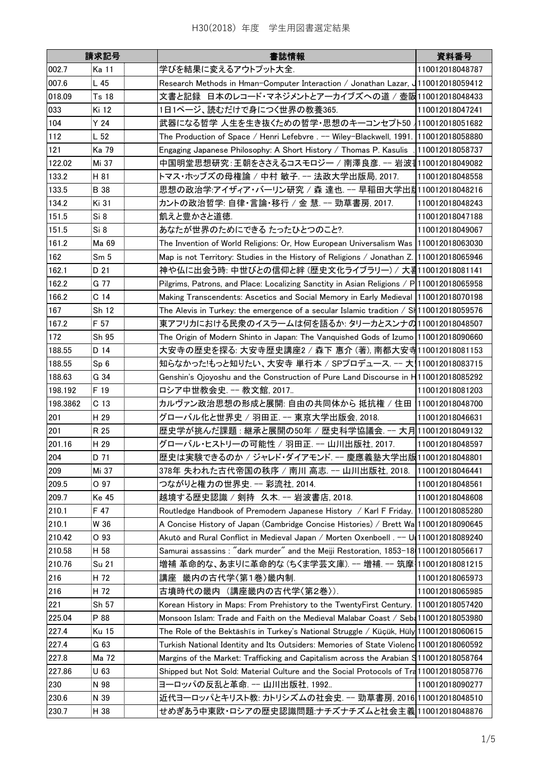# H30(2018) 年度　学生用図書選定結果

| 請求記号 | | | 書誌情報 | 資料番号 |
|---|---|---|---|---|
| 002.7 | Ka 11 | | 学びを結果に変えるアウトプット大全. | 110012018048787 |
| 007.6 | L 45 | | Research Methods in Hman-Computer Interaction / Jonathan Lazar, J | 110012018059412 |
| 018.09 | Ts 18 | | 文書と記録　日本のレコード・マネジメントとアーカイブズへの道 / 壺阪 | 110012018048433 |
| 033 | Ki 12 | | 1日1ページ、読むだけで身につく世界の教養365. | 110012018047241 |
| 104 | Y 24 | | 武器になる哲学 人生を生き抜くための哲学・思想のキーコンセプト50 / | 110012018051682 |
| 112 | L 52 | | The Production of Space / Henri Lefebvre . -- Wiley-Blackwell, 1991. | 110012018058880 |
| 121 | Ka 79 | | Engaging Japanese Philosophy: A Short History / Thomas P. Kasulis . | 110012018058737 |
| 122.02 | Mi 37 | | 中国明堂思想研究：王朝をささえるコスモロジー / 南澤良彦. -- 岩波書 | 110012018049082 |
| 133.2 | H 81 | | トマス・ホッブズの母権論 / 中村 敏子. -- 法政大学出版局, 2017. | 110012018048558 |
| 133.5 | B 38 | | 思想の政治学:アイザィア・バーリン研究 / 森 達也. -- 早稲田大学出版 | 110012018048216 |
| 134.2 | Ki 31 | | カントの政治哲学: 自律・言論・移行 / 金 慧. -- 勁草書房, 2017. | 110012018048243 |
| 151.5 | Si 8 | | 飢えと豊かさと道徳. | 110012018047188 |
| 151.5 | Si 8 | | あなたが世界のためにできる たったひとつのこと?. | 110012018049067 |
| 161.2 | Ma 69 | | The Invention of World Religions: Or, How European Universalism Was | 110012018063030 |
| 162 | Sm 5 | | Map is not Territory: Studies in the History of Religions / Jonathan Z. | 110012018065946 |
| 162.1 | D 21 | | 神や仏に出会う時: 中世びとの信仰と絆 (歴史文化ライブラリー) / 大喜 | 110012018081141 |
| 162.2 | G 77 | | Pilgrims, Patrons, and Place: Localizing Sanctity in Asian Religions / P | 110012018065958 |
| 166.2 | C 14 | | Making Transcendents: Ascetics and Social Memory in Early Medieval | 110012018070198 |
| 167 | Sh 12 | | The Alevis in Turkey: the emergence of a secular Islamic tradition / Sh | 110012018059576 |
| 167.2 | F 57 | | 東アフリカにおける民衆のイスラームは何を語るか: タリーカとスンナの | 110012018048507 |
| 172 | Sh 95 | | The Origin of Modern Shinto in Japan: The Vanquished Gods of Izumo | 110012018090660 |
| 188.55 | D 14 | | 大安寺の歴史を探る: 大安寺歴史講座2 / 森下 惠介 (著), 南都大安寺 | 110012018081153 |
| 188.55 | Sp 6 | | 知らなかった!もっと知りたい、大安寺 単行本 / SPプロデュース. -- 大 | 110012018083715 |
| 188.63 | G 34 | | Genshin's Ojoyoshu and the Construction of Pure Land Discourse in H | 110012018085292 |
| 198.192 | F 19 | | ロシア中世教会史. -- 教文館, 2017.. | 110012018081203 |
| 198.3862 | C 13 | | カルヴァン政治思想の形成と展開: 自由の共同体から 抵抗権 / 住田 | 110012018048700 |
| 201 | H 29 | | グローバル化と世界史 / 羽田正. -- 東京大学出版会, 2018. | 110012018046631 |
| 201 | R 25 | | 歴史学が挑んだ課題 : 継承と展開の50年 / 歴史科学協議会. -- 大月 | 110012018049132 |
| 201.16 | H 29 | | グローバル・ヒストリーの可能性 / 羽田正. -- 山川出版社, 2017. | 110012018048597 |
| 204 | D 71 | | 歴史は実験できるのか / ジャレド・ダイアモンド. -- 慶應義塾大学出版 | 110012018048801 |
| 209 | Mi 37 | | 378年 失われた古代帝国の秩序 / 南川 高志. -- 山川出版社, 2018. | 110012018046441 |
| 209.5 | O 97 | | つながりと権力の世界史. -- 彩流社, 2014. | 110012018048561 |
| 209.7 | Ke 45 | | 越境する歴史認識 / 剣持　久木. -- 岩波書店, 2018. | 110012018048608 |
| 210.1 | F 47 | | Routledge Handbook of Premodern Japanese History　/ Karl F Friday. | 110012018085280 |
| 210.1 | W 36 | | A Concise History of Japan (Cambridge Concise Histories) / Brett Wa | 110012018090645 |
| 210.42 | O 93 | | Akutō and Rural Conflict in Medieval Japan / Morten Oxenboell . -- U | 110012018089240 |
| 210.58 | H 58 | | Samurai assassins : "dark murder" and the Meiji Restoration, 1853-18 | 110012018056617 |
| 210.76 | Su 21 | | 増補 革命的な、あまりに革命的な (ちくま学芸文庫). -- 増補. -- 筑摩 | 110012018081215 |
| 216 | H 72 | | 講座　畿内の古代学〈第1巻〉畿内制. | 110012018065973 |
| 216 | H 72 | | 古墳時代の畿内 (講座畿内の古代学〈第2巻〉). | 110012018065985 |
| 221 | Sh 57 | | Korean History in Maps: From Prehistory to the TwentyFirst Century. | 110012018057420 |
| 225.04 | P 88 | | Monsoon Islam: Trade and Faith on the Medieval Malabar Coast / Seb | 110012018053980 |
| 227.4 | Ku 15 | | The Role of the Bektāshīs in Turkey's National Struggle / Küçük, Hüly | 110012018060615 |
| 227.4 | G 63 | | Turkish National Identity and Its Outsiders: Memories of State Violenc | 110012018060592 |
| 227.8 | Ma 72 | | Margins of the Market: Trafficking and Capitalism across the Arabian S | 110012018058764 |
| 227.86 | U 63 | | Shipped but Not Sold: Material Culture and the Social Protocols of Tra | 110012018058776 |
| 230 | N 98 | | ヨーロッパの反乱と革命. -- 山川出版社, 1992.. | 110012018090277 |
| 230.6 | N 39 | | 近代ヨーロッパとキリスト教: カトリシズムの社会史. -- 勁草書房, 2016 | 110012018048510 |
| 230.7 | H 38 | | せめぎあう中東欧・ロシアの歴史認識問題:ナチズナチズムと社会主義 | 110012018048876 |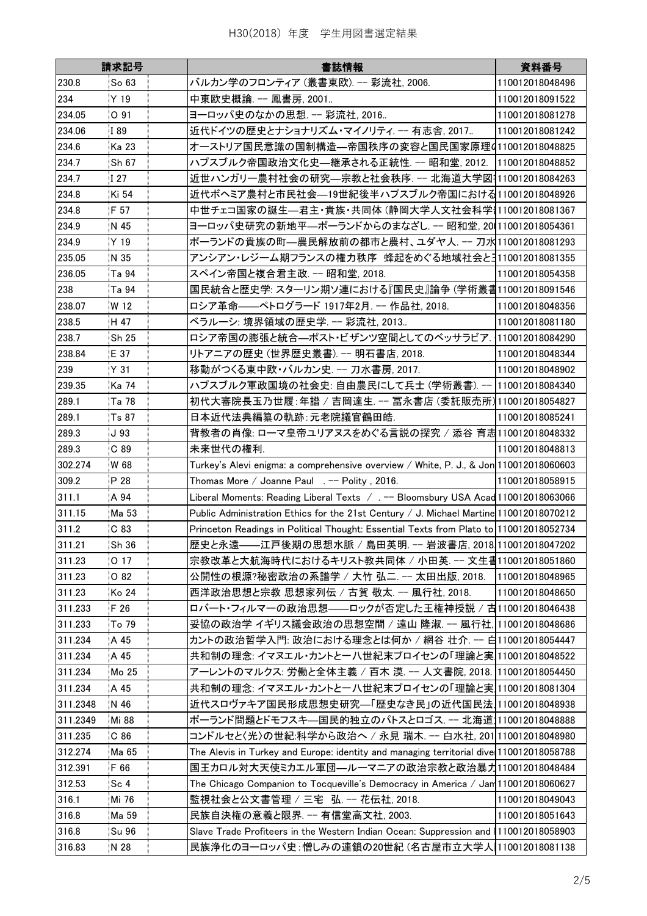# H30(2018) 年度　学生用図書選定結果

| 請求記号 | | | 書誌情報 | 資料番号 |
|---|---|---|---|---|
| 230.8 | So 63 | | バルカン学のフロンティア (叢書東欧). -- 彩流社, 2006. | 110012018048496 |
| 234 | Y 19 | | 中東欧史概論. -- 鳳書房, 2001.. | 110012018091522 |
| 234.05 | O 91 | | ヨーロッパ史のなかの思想. -- 彩流社, 2016.. | 110012018081278 |
| 234.06 | I 89 | | 近代ドイツの歴史とナショナリズム・マイノリティ. -- 有志舎, 2017.. | 110012018081242 |
| 234.6 | Ka 23 | | オーストリア国民意識の国制構造―帝国秩序の変容と国民国家原理の | 110012018048825 |
| 234.7 | Sh 67 | | ハプスブルク帝国政治文化史―継承される正統性. -- 昭和堂, 2012. | 110012018048852 |
| 234.7 | I 27 | | 近世ハンガリー農村社会の研究―宗教と社会秩序. -- 北海道大学図 | 110012018084263 |
| 234.8 | Ki 54 | | 近代ボヘミア農村と市民社会―19世紀後半ハプスブルク帝国における | 110012018048926 |
| 234.8 | F 57 | | 中世チェコ国家の誕生―君主・貴族・共同体 (静岡大学人文社会科学 | 110012018081367 |
| 234.9 | N 45 | | ヨーロッパ史研究の新地平―ポーランドからのまなざし. -- 昭和堂, 20 | 110012018054361 |
| 234.9 | Y 19 | | ポーランドの貴族の町―農民解放前の都市と農村、ユダヤ人. -- 刀水 | 110012018081293 |
| 235.05 | N 35 | | アンシアン・レジーム期フランスの権力秩序　蜂起をめぐる地域社会と王 | 110012018081355 |
| 236.05 | Ta 94 | | スペイン帝国と複合君主政. -- 昭和堂, 2018. | 110012018054358 |
| 238 | Ta 94 | | 国民統合と歴史学: スターリン期ソ連における『国民史』論争 (学術叢書 | 110012018091546 |
| 238.07 | W 12 | | ロシア革命――ペトログラード 1917年2月. -- 作品社, 2018. | 110012018048356 |
| 238.5 | H 47 | | ベラルーシ: 境界領域の歴史学. -- 彩流社, 2013.. | 110012018081180 |
| 238.7 | Sh 25 | | ロシア帝国の膨張と統合―ポスト・ビザンツ空間としてのベッサラビア. | 110012018084290 |
| 238.84 | E 37 | | リトアニアの歴史 (世界歴史叢書). -- 明石書店, 2018. | 110012018048344 |
| 239 | Y 31 | | 移動がつくる東中欧・バルカン史. -- 刀水書房, 2017. | 110012018048902 |
| 239.35 | Ka 74 | | ハプスブルク軍政国境の社会史: 自由農民にして兵士 (学術叢書). -- | 110012018084340 |
| 289.1 | Ta 78 | | 初代大審院長玉乃世履:年譜 / 吉岡達生. -- 冨永書店 (委託販売所) | 110012018054827 |
| 289.1 | Ts 87 | | 日本近代法典編纂の軌跡:元老院議官鶴田皓. | 110012018085241 |
| 289.3 | J 93 | | 背教者の肖像: ローマ皇帝ユリアヌスをめぐる言説の探究 / 添谷 育志 | 110012018048332 |
| 289.3 | C 89 | | 未来世代の権利. | 110012018048813 |
| 302.274 | W 68 | | Turkey's Alevi enigma: a comprehensive overview / White, P. J., & Jon | 110012018060603 |
| 309.2 | P 28 | | Thomas More / Joanne Paul . -- Polity , 2016. | 110012018058915 |
| 311.1 | A 94 | | Liberal Moments: Reading Liberal Texts / . -- Bloomsbury USA Acad | 110012018063066 |
| 311.15 | Ma 53 | | Public Administration Ethics for the 21st Century / J. Michael Martine | 110012018070212 |
| 311.2 | C 83 | | Princeton Readings in Political Thought: Essential Texts from Plato to | 110012018052734 |
| 311.21 | Sh 36 | | 歴史と永遠――江戸後期の思想水脈 / 島田英明. -- 岩波書店, 2018 | 110012018047202 |
| 311.23 | O 17 | | 宗教改革と大航海時代におけるキリスト教共同体 / 小田英. -- 文生書 | 110012018051860 |
| 311.23 | O 82 | | 公開性の根源?秘密政治の系譜学 / 大竹 弘二. -- 太田出版, 2018. | 110012018048965 |
| 311.23 | Ko 24 | | 西洋政治思想と宗教 思想家列伝 / 古賀 敬太. -- 風行社, 2018. | 110012018048650 |
| 311.233 | F 26 | | ロバート・フィルマーの政治思想――ロックが否定した王権神授説 / 古 | 110012018046438 |
| 311.233 | To 79 | | 妥協の政治学 イギリス議会政治の思想空間 / 遠山 隆淑. -- 風行社, | 110012018048686 |
| 311.234 | A 45 | | カントの政治哲学入門: 政治における理念とは何か / 網谷 壮介. -- 白 | 110012018054447 |
| 311.234 | A 45 | | 共和制の理念: イマヌエル・カントと一八世紀末プロイセンの「理論と実 | 110012018048522 |
| 311.234 | Mo 25 | | アーレントのマルクス: 労働と全体主義 / 百木 漠. -- 人文書院, 2018. | 110012018054450 |
| 311.234 | A 45 | | 共和制の理念: イマヌエル・カントと一八世紀末プロイセンの「理論と実 | 110012018081304 |
| 311.2348 | N 46 | | 近代スロヴァキア国民形成思想史研究―「歴史なき民」の近代国民法 | 110012018048938 |
| 311.2349 | Mi 88 | | ポーランド問題とドモフスキ―国民的独立のパトスとロゴス. -- 北海道 | 110012018048888 |
| 311.235 | C 86 | | コンドルセと〈光〉の世紀:科学から政治へ / 永見 瑞木. -- 白水社, 201 | 110012018048980 |
| 312.274 | Ma 65 | | The Alevis in Turkey and Europe: identity and managing territorial dive | 110012018058788 |
| 312.391 | F 66 | | 国王カロル対大天使ミカエル軍団―ルーマニアの政治宗教と政治暴力 | 110012018048484 |
| 312.53 | Sc 4 | | The Chicago Companion to Tocqueville's Democracy in America / Jam | 110012018060627 |
| 316.1 | Mi 76 | | 監視社会と公文書管理 / 三宅　弘. -- 花伝社, 2018. | 110012018049043 |
| 316.8 | Ma 59 | | 民族自決権の意義と限界. -- 有信堂高文社, 2003. | 110012018051643 |
| 316.8 | Su 96 | | Slave Trade Profiteers in the Western Indian Ocean: Suppression and | 110012018058903 |
| 316.83 | N 28 | | 民族浄化のヨーロッパ史:憎しみの連鎖の20世紀 (名古屋市立大学人 | 110012018081138 |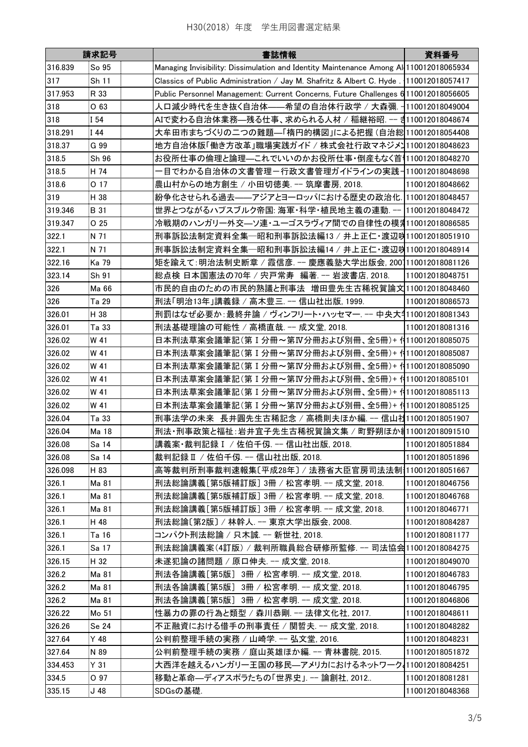H30(2018) 年度　学生用図書選定結果

| 請求記号 | | | 書誌情報 | 資料番号 |
|---|---|---|---|---|
| 316.839 | So 95 | | Managing Invisibility: Dissimulation and Identity Maintenance Among Al | 110012018065934 |
| 317 | Sh 11 | | Classics of Public Administration / Jay M. Shafritz & Albert C. Hyde . | 110012018057417 |
| 317.953 | R 33 | | Public Personnel Management: Current Concerns, Future Challenges 6 | 110012018056605 |
| 318 | O 63 | | 人口減少時代を生き抜く自治体――希望の自治体行政学 / 大森彌. - | 110012018049004 |
| 318 | I 54 | | AIで変わる自治体業務―残る仕事、求められる人材 / 稲継裕昭. -- き | 110012018048674 |
| 318.291 | I 44 | | 大牟田市まちづくりの二つの難題―「楕円的構図」による把握（自治総 | 110012018054408 |
| 318.37 | G 99 | | 地方自治体版「働き方改革」職場実践ガイド / 株式会社行政マネジメ | 110012018048623 |
| 318.5 | Sh 96 | | お役所仕事の倫理と論理―これでいいのかお役所仕事・倒産もなく首 | 110012018048270 |
| 318.5 | H 74 | | 一目でわかる自治体の文書管理－行政文書管理ガイドラインの実践－ | 110012018048698 |
| 318.6 | O 17 | | 農山村からの地方創生 / 小田切徳美. -- 筑摩書房, 2018. | 110012018048662 |
| 319 | H 38 | | 紛争化させられる過去――アジアとヨーロッパにおける歴史の政治化. | 110012018048457 |
| 319.346 | B 31 | | 世界とつながるハプスブルク帝国: 海軍・科学・植民地主義の連動. -- | 110012018048472 |
| 319.347 | O 25 | | 冷戦期のハンガリー外交―ソ連・ユーゴスラヴィア間での自律性の模索 | 110012018086585 |
| 322.1 | N 71 | | 刑事訴訟法制定資料全集―昭和刑事訴訟法編13 / 井上正仁・渡辺咲 | 110012018051910 |
| 322.1 | N 71 | | 刑事訴訟法制定資料全集―昭和刑事訴訟法編14 / 井上正仁・渡辺咲 | 110012018048914 |
| 322.16 | Ka 79 | | 矩を踰えて:明治法制史断章 / 霞信彦. -- 慶應義塾大学出版会, 2007 | 110012018081126 |
| 323.14 | Sh 91 | | 総点検 日本国憲法の70年 / 宍戸常寿　編著. -- 岩波書店, 2018. | 110012018048751 |
| 326 | Ma 66 | | 市民的自由のための市民的熟議と刑事法　増田豊先生古稀祝賀論文 | 110012018048460 |
| 326 | Ta 29 | | 刑法「明治13年」講義録 / 高木豊三. -- 信山社出版, 1999. | 110012018086573 |
| 326.01 | H 38 | | 刑罰はなぜ必要か:最終弁論 / ヴィンフリート・ハッセマー. -- 中央大学 | 110012018081343 |
| 326.01 | Ta 33 | | 刑法基礎理論の可能性 / 高橋直哉. -- 成文堂, 2018. | 110012018081316 |
| 326.02 | W 41 | | 日本刑法草案会議筆記(第Ⅰ分冊～第Ⅳ分冊および別冊、全5冊)＋ 付 | 110012018085075 |
| 326.02 | W 41 | | 日本刑法草案会議筆記(第Ⅰ分冊～第Ⅳ分冊および別冊、全5冊)＋ 付 | 110012018085087 |
| 326.02 | W 41 | | 日本刑法草案会議筆記(第Ⅰ分冊～第Ⅳ分冊および別冊、全5冊)＋ 付 | 110012018085090 |
| 326.02 | W 41 | | 日本刑法草案会議筆記(第Ⅰ分冊～第Ⅳ分冊および別冊、全5冊)＋ 付 | 110012018085101 |
| 326.02 | W 41 | | 日本刑法草案会議筆記(第Ⅰ分冊～第Ⅳ分冊および別冊、全5冊)＋ 付 | 110012018085113 |
| 326.02 | W 41 | | 日本刑法草案会議筆記(第Ⅰ分冊～第Ⅳ分冊および別冊、全5冊)＋ 付 | 110012018085125 |
| 326.04 | Ta 33 | | 刑事法学の未来　長井圓先生古稀記念 / 高橋則夫ほか編. -- 信山社 | 110012018051907 |
| 326.04 | Ma 18 | | 刑法・刑事政策と福祉:岩井宜子先生古稀祝賀論文集 / 町野朔ほか編 | 110012018091510 |
| 326.08 | Sa 14 | | 講義案・裁判記録Ⅰ / 佐伯千仭. -- 信山社出版, 2018. | 110012018051884 |
| 326.08 | Sa 14 | | 裁判記録Ⅱ / 佐伯千仭. -- 信山社出版, 2018. | 110012018051896 |
| 326.098 | H 83 | | 高等裁判所刑事裁判速報集〔平成28年〕/ 法務省大臣官房司法法制 | 110012018051667 |
| 326.1 | Ma 81 | | 刑法総論講義[第5版補訂版] 3冊 / 松宮孝明. -- 成文堂, 2018. | 110012018046756 |
| 326.1 | Ma 81 | | 刑法総論講義[第5版補訂版] 3冊 / 松宮孝明. -- 成文堂, 2018. | 110012018046768 |
| 326.1 | Ma 81 | | 刑法総論講義[第5版補訂版] 3冊 / 松宮孝明. -- 成文堂, 2018. | 110012018046771 |
| 326.1 | H 48 | | 刑法総論〔第2版〕/ 林幹人. -- 東京大学出版会, 2008. | 110012018084287 |
| 326.1 | Ta 16 | | コンパクト刑法総論 / 只木誠. -- 新世社, 2018. | 110012018081177 |
| 326.1 | Sa 17 | | 刑法総論講義案(4訂版) / 裁判所職員総合研修所監修. -- 司法協会 | 110012018084275 |
| 326.15 | H 32 | | 未遂犯論の諸問題 / 原口伸夫. -- 成文堂, 2018. | 110012018049070 |
| 326.2 | Ma 81 | | 刑法各論講義[第5版]　3冊 / 松宮孝明. -- 成文堂, 2018. | 110012018046783 |
| 326.2 | Ma 81 | | 刑法各論講義[第5版]　3冊 / 松宮孝明. -- 成文堂, 2018. | 110012018046795 |
| 326.2 | Ma 81 | | 刑法各論講義[第5版]　3冊 / 松宮孝明. -- 成文堂, 2018. | 110012018046806 |
| 326.22 | Mo 51 | | 性暴力の罪の行為と類型 / 森川恭剛. -- 法律文化社, 2017. | 110012018048611 |
| 326.26 | Se 24 | | 不正融資における借手の刑事責任 / 関哲夫. -- 成文堂, 2018. | 110012018048282 |
| 327.64 | Y 48 | | 公判前整理手続の実務 / 山崎学. -- 弘文堂, 2016. | 110012018048231 |
| 327.64 | N 89 | | 公判前整理手続の実務 / 庭山英雄ほか編. -- 青林書院, 2015. | 110012018051872 |
| 334.453 | Y 31 | | 大西洋を越えるハンガリー王国の移民―アメリカにおけるネットワーク | 110012018084251 |
| 334.5 | O 97 | | 移動と革命―ディアスポラたちの「世界史」. -- 論創社, 2012.. | 110012018081281 |
| 335.15 | J 48 | | SDGsの基礎. | 110012018048368 |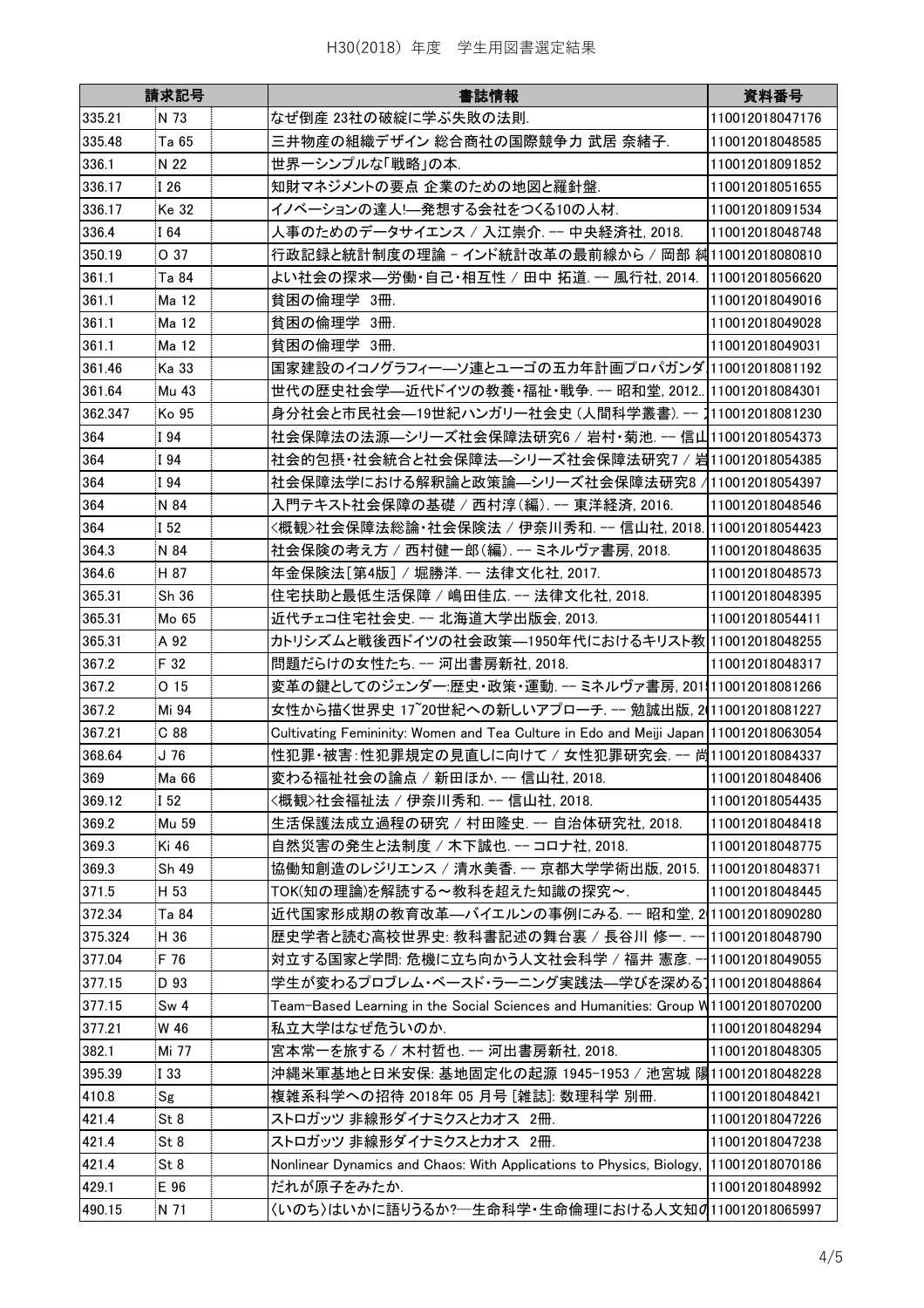# H30(2018) 年度　学生用図書選定結果

| 請求記号 | | | 書誌情報 | 資料番号 |
|---|---|---|---|---|
| 335.21 | N 73 | | なぜ倒産 23社の破綻に学ぶ失敗の法則. | 110012018047176 |
| 335.48 | Ta 65 | | 三井物産の組織デザイン 総合商社の国際競争力 武居 奈緒子. | 110012018048585 |
| 336.1 | N 22 | | 世界一シンプルな「戦略」の本. | 110012018091852 |
| 336.17 | I 26 | | 知財マネジメントの要点 企業のための地図と羅針盤. | 110012018051655 |
| 336.17 | Ke 32 | | イノベーションの達人!―発想する会社をつくる10の人材. | 110012018091534 |
| 336.4 | I 64 | | 人事のためのデータサイエンス / 入江崇介. -- 中央経済社, 2018. | 110012018048748 |
| 350.19 | O 37 | | 行政記録と統計制度の理論 - インド統計改革の最前線から / 岡部 純 | 110012018080810 |
| 361.1 | Ta 84 | | よい社会の探求―労働・自己・相互性 / 田中 拓道. -- 風行社, 2014. | 110012018056620 |
| 361.1 | Ma 12 | | 貧困の倫理学　3冊. | 110012018049016 |
| 361.1 | Ma 12 | | 貧困の倫理学　3冊. | 110012018049028 |
| 361.1 | Ma 12 | | 貧困の倫理学　3冊. | 110012018049031 |
| 361.46 | Ka 33 | | 国家建設のイコノグラフィー―ソ連とユーゴの五カ年計画プロパガンダ | 110012018081192 |
| 361.64 | Mu 43 | | 世代の歴史社会学―近代ドイツの教養・福祉・戦争. -- 昭和堂, 2012.. | 110012018084301 |
| 362.347 | Ko 95 | | 身分社会と市民社会―19世紀ハンガリー社会史 (人間科学叢書). -- | 110012018081230 |
| 364 | I 94 | | 社会保障法の法源―シリーズ社会保障法研究6 / 岩村・菊池. -- 信山 | 110012018054373 |
| 364 | I 94 | | 社会的包摂・社会統合と社会保障法―シリーズ社会保障法研究7 / 岩 | 110012018054385 |
| 364 | I 94 | | 社会保障法学における解釈論と政策論―シリーズ社会保障法研究8 / | 110012018054397 |
| 364 | N 84 | | 入門テキスト社会保障の基礎 / 西村淳(編). -- 東洋経済, 2016. | 110012018048546 |
| 364 | I 52 | | <概観>社会保障法総論・社会保険法 / 伊奈川秀和. -- 信山社, 2018. | 110012018054423 |
| 364.3 | N 84 | | 社会保険の考え方 / 西村健一郎(編). -- ミネルヴァ書房, 2018. | 110012018048635 |
| 364.6 | H 87 | | 年金保険法[第4版] / 堀勝洋. -- 法律文化社, 2017. | 110012018048573 |
| 365.31 | Sh 36 | | 住宅扶助と最低生活保障 / 嶋田佳広. -- 法律文化社, 2018. | 110012018048395 |
| 365.31 | Mo 65 | | 近代チェコ住宅社会史. -- 北海道大学出版会, 2013. | 110012018054411 |
| 365.31 | A 92 | | カトリシズムと戦後西ドイツの社会政策―1950年代におけるキリスト教 | 110012018048255 |
| 367.2 | F 32 | | 問題だらけの女性たち. -- 河出書房新社, 2018. | 110012018048317 |
| 367.2 | O 15 | | 変革の鍵としてのジェンダー:歴史・政策・運動. -- ミネルヴァ書房, 201 | 110012018081266 |
| 367.2 | Mi 94 | | 女性から描く世界史 17~20世紀への新しいアプローチ. -- 勉誠出版, 2 | 110012018081227 |
| 367.21 | C 88 | | Cultivating Femininity: Women and Tea Culture in Edo and Meiji Japan | 110012018063054 |
| 368.64 | J 76 | | 性犯罪・被害:性犯罪規定の見直しに向けて / 女性犯罪研究会. -- 尚 | 110012018084337 |
| 369 | Ma 66 | | 変わる福祉社会の論点 / 新田ほか. -- 信山社, 2018. | 110012018048406 |
| 369.12 | I 52 | | <概観>社会福祉法 / 伊奈川秀和. -- 信山社, 2018. | 110012018054435 |
| 369.2 | Mu 59 | | 生活保護法成立過程の研究 / 村田隆史. -- 自治体研究社, 2018. | 110012018048418 |
| 369.3 | Ki 46 | | 自然災害の発生と法制度 / 木下誠也. -- コロナ社, 2018. | 110012018048775 |
| 369.3 | Sh 49 | | 協働知創造のレジリエンス / 清水美香. -- 京都大学学術出版, 2015. | 110012018048371 |
| 371.5 | H 53 | | TOK(知の理論)を解読する～教科を超えた知識の探究～. | 110012018048445 |
| 372.34 | Ta 84 | | 近代国家形成期の教育改革―バイエルンの事例にみる. -- 昭和堂, 2 | 110012018090280 |
| 375.324 | H 36 | | 歴史学者と読む高校世界史: 教科書記述の舞台裏 / 長谷川 修一. -- | 110012018048790 |
| 377.04 | F 76 | | 対立する国家と学問: 危機に立ち向かう人文社会科学 / 福井 憲彦. -- | 110012018049055 |
| 377.15 | D 93 | | 学生が変わるプロブレム・ベースド・ラーニング実践法―学びを深める | 110012018048864 |
| 377.15 | Sw 4 | | Team-Based Learning in the Social Sciences and Humanities: Group W | 110012018070200 |
| 377.21 | W 46 | | 私立大学はなぜ危ういのか. | 110012018048294 |
| 382.1 | Mi 77 | | 宮本常一を旅する / 木村哲也. -- 河出書房新社, 2018. | 110012018048305 |
| 395.39 | I 33 | | 沖縄米軍基地と日米安保: 基地固定化の起源 1945-1953 / 池宮城 陽 | 110012018048228 |
| 410.8 | Sg | | 複雑系科学への招待 2018年 05 月号 [雑誌]: 数理科学 別冊. | 110012018048421 |
| 421.4 | St 8 | | ストロガッツ 非線形ダイナミクスとカオス　2冊. | 110012018047226 |
| 421.4 | St 8 | | ストロガッツ 非線形ダイナミクスとカオス　2冊. | 110012018047238 |
| 421.4 | St 8 | | Nonlinear Dynamics and Chaos: With Applications to Physics, Biology, | 110012018070186 |
| 429.1 | E 96 | | だれが原子をみたか. | 110012018048992 |
| 490.15 | N 71 | | 〈いのち〉はいかに語りうるか?―生命科学・生命倫理における人文知の | 110012018065997 |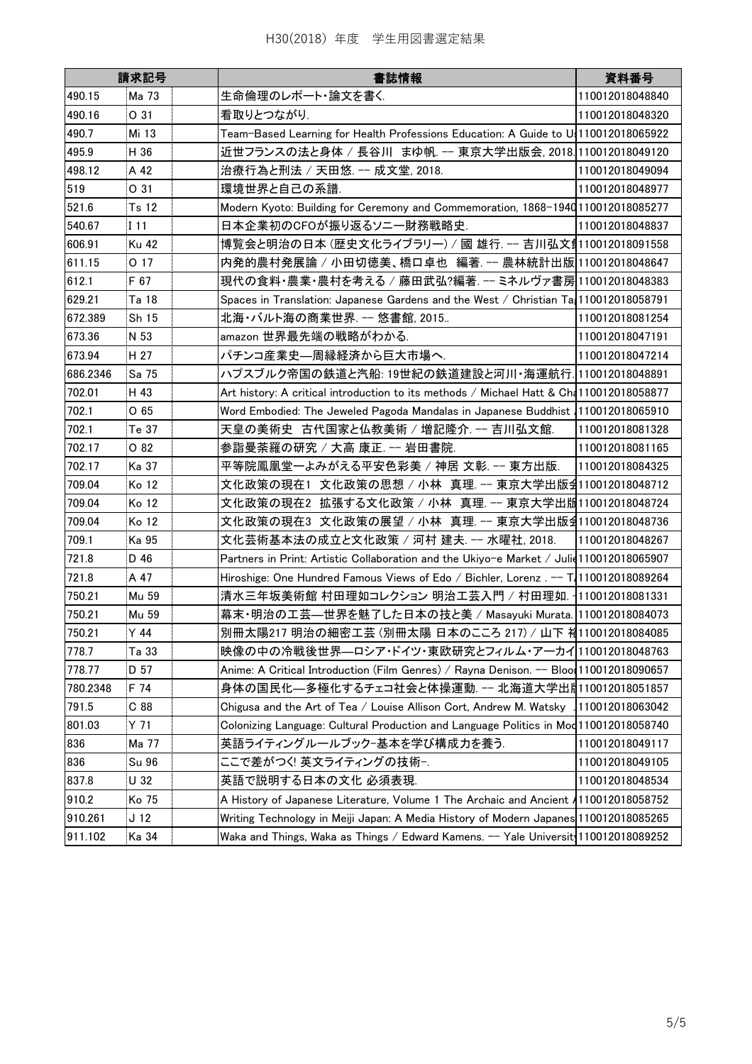H30(2018) 年度　学生用図書選定結果

| 請求記号 | | | 書誌情報 | 資料番号 |
|---|---|---|---|---|
| 490.15 | Ma 73 | | 生命倫理のレポート・論文を書く. | 110012018048840 |
| 490.16 | O 31 | | 看取りとつながり. | 110012018048320 |
| 490.7 | Mi 13 | | Team-Based Learning for Health Professions Education: A Guide to U | 110012018065922 |
| 495.9 | H 36 | | 近世フランスの法と身体 / 長谷川 まゆ帆. -- 東京大学出版会, 2018. | 110012018049120 |
| 498.12 | A 42 | | 治療行為と刑法 / 天田悠. -- 成文堂, 2018. | 110012018049094 |
| 519 | O 31 | | 環境世界と自己の系譜. | 110012018048977 |
| 521.6 | Ts 12 | | Modern Kyoto: Building for Ceremony and Commemoration, 1868-1940 | 110012018085277 |
| 540.67 | I 11 | | 日本企業初のCFOが振り返るソニー財務戦略史. | 110012018048837 |
| 606.91 | Ku 42 | | 博覧会と明治の日本 (歴史文化ライブラリー) / 國 雄行. -- 吉川弘文館 | 110012018091558 |
| 611.15 | O 17 | | 内発的農村発展論 / 小田切徳美、橋口卓也　編著. -- 農林統計出版 | 110012018048647 |
| 612.1 | F 67 | | 現代の食料・農業・農村を考える / 藤田武弘?編著. -- ミネルヴァ書房 | 110012018048383 |
| 629.21 | Ta 18 | | Spaces in Translation: Japanese Gardens and the West / Christian Ta | 110012018058791 |
| 672.389 | Sh 15 | | 北海・バルト海の商業世界. -- 悠書館, 2015.. | 110012018081254 |
| 673.36 | N 53 | | amazon 世界最先端の戦略がわかる. | 110012018047191 |
| 673.94 | H 27 | | パチンコ産業史―周縁経済から巨大市場へ. | 110012018047214 |
| 686.2346 | Sa 75 | | ハプスブルク帝国の鉄道と汽船: 19世紀の鉄道建設と河川・海運航行. | 110012018048891 |
| 702.01 | H 43 | | Art history: A critical introduction to its methods / Michael Hatt & Cha | 110012018058877 |
| 702.1 | O 65 | | Word Embodied: The Jeweled Pagoda Mandalas in Japanese Buddhist | 110012018065910 |
| 702.1 | Te 37 | | 天皇の美術史　古代国家と仏教美術 / 増記隆介. -- 吉川弘文館. | 110012018081328 |
| 702.17 | O 82 | | 参詣曼荼羅の研究 / 大高 康正. -- 岩田書院. | 110012018081165 |
| 702.17 | Ka 37 | | 平等院鳳凰堂―よみがえる平安色彩美 / 神居 文彰. -- 東方出版. | 110012018084325 |
| 709.04 | Ko 12 | | 文化政策の現在1　文化政策の思想 / 小林　真理. -- 東京大学出版会 | 110012018048712 |
| 709.04 | Ko 12 | | 文化政策の現在2　拡張する文化政策 / 小林　真理. -- 東京大学出版 | 110012018048724 |
| 709.04 | Ko 12 | | 文化政策の現在3　文化政策の展望 / 小林　真理. -- 東京大学出版会 | 110012018048736 |
| 709.1 | Ka 95 | | 文化芸術基本法の成立と文化政策 / 河村 建夫. -- 水曜社, 2018. | 110012018048267 |
| 721.8 | D 46 | | Partners in Print: Artistic Collaboration and the Ukiyo-e Market / Julie | 110012018065907 |
| 721.8 | A 47 | | Hiroshige: One Hundred Famous Views of Edo / Bichler, Lorenz . -- T | 110012018089264 |
| 750.21 | Mu 59 | | 清水三年坂美術館 村田理如コレクション 明治工芸入門 / 村田理如. - | 110012018081331 |
| 750.21 | Mu 59 | | 幕末・明治の工芸―世界を魅了した日本の技と美 / Masayuki Murata. | 110012018084073 |
| 750.21 | Y 44 | | 別冊太陽217 明治の細密工芸 (別冊太陽 日本のこころ 217) / 山下 裕 | 110012018084085 |
| 778.7 | Ta 33 | | 映像の中の冷戦後世界―ロシア・ドイツ・東欧研究とフィルム・アーカイ | 110012018048763 |
| 778.77 | D 57 | | Anime: A Critical Introduction (Film Genres) / Rayna Denison. -- Bloo | 110012018090657 |
| 780.2348 | F 74 | | 身体の国民化―多極化するチェコ社会と体操運動. -- 北海道大学出版 | 110012018051857 |
| 791.5 | C 88 | | Chigusa and the Art of Tea / Louise Allison Cort, Andrew M. Watsky . | 110012018063042 |
| 801.03 | Y 71 | | Colonizing Language: Cultural Production and Language Politics in Mod | 110012018058740 |
| 836 | Ma 77 | | 英語ライティングルールブック-基本を学び構成力を養う. | 110012018049117 |
| 836 | Su 96 | | ここで差がつく! 英文ライティングの技術-. | 110012018049105 |
| 837.8 | U 32 | | 英語で説明する日本の文化 必須表現. | 110012018048534 |
| 910.2 | Ko 75 | | A History of Japanese Literature, Volume 1 The Archaic and Ancient | 110012018058752 |
| 910.261 | J 12 | | Writing Technology in Meiji Japan: A Media History of Modern Japanes | 110012018085265 |
| 911.102 | Ka 34 | | Waka and Things, Waka as Things / Edward Kamens. -- Yale University | 110012018089252 |